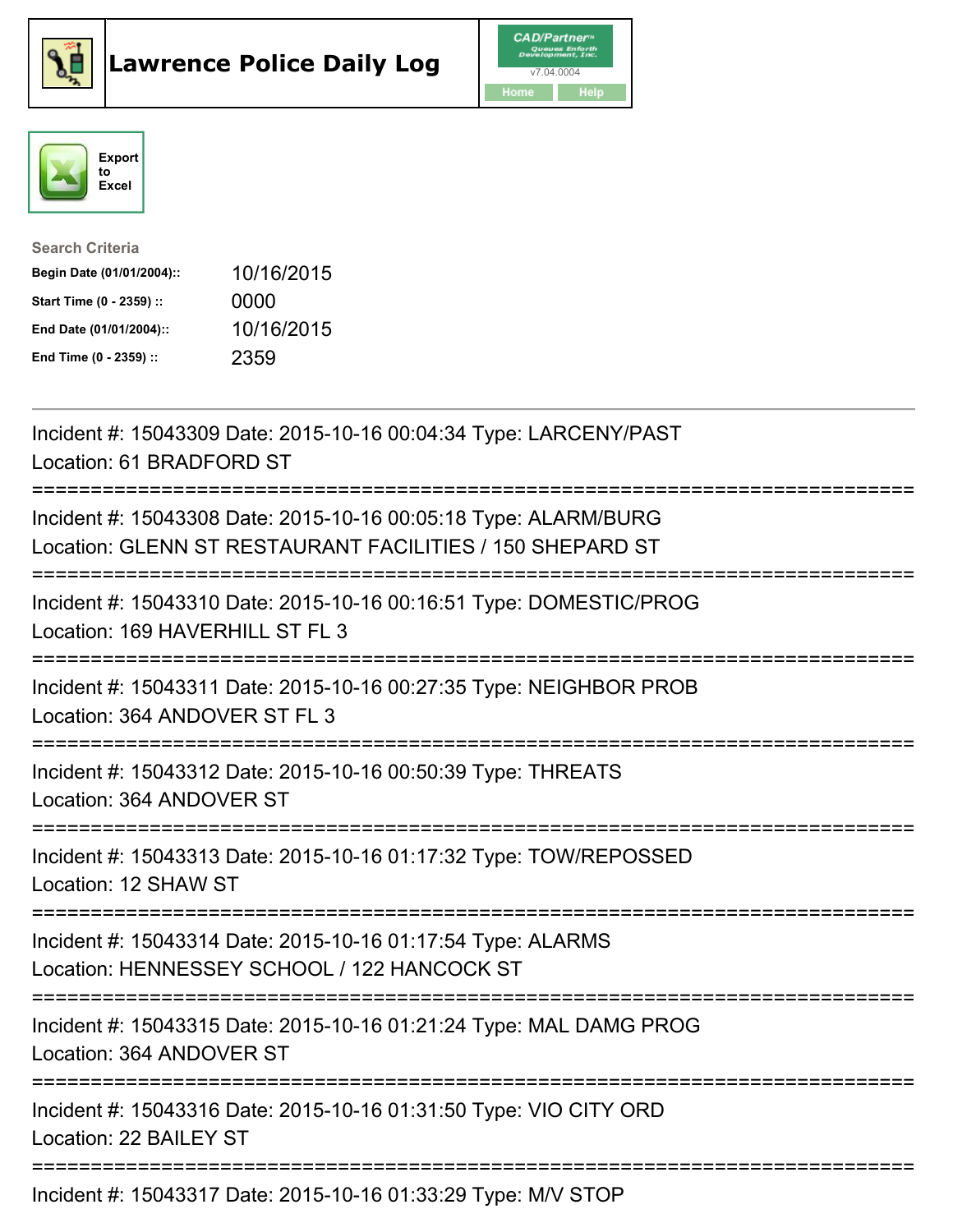# Lawrence Police Daily Log

CAD/Partner™ v7.04.0004

Home | Help

Export to Excel

**Search Criteria**

| | |
|---|---|
| **Begin Date (01/01/2004)::** | 10/16/2015 |
| **Start Time (0 - 2359) ::** | 0000 |
| **End Date (01/01/2004)::** | 10/16/2015 |
| **End Time (0 - 2359) ::** | 2359 |

---

Incident #: 15043309 Date: 2015-10-16 00:04:34 Type: LARCENY/PAST
Location: 61 BRADFORD ST

===========================================================================

Incident #: 15043308 Date: 2015-10-16 00:05:18 Type: ALARM/BURG
Location: GLENN ST RESTAURANT FACILITIES / 150 SHEPARD ST

===========================================================================

Incident #: 15043310 Date: 2015-10-16 00:16:51 Type: DOMESTIC/PROG
Location: 169 HAVERHILL ST FL 3

===========================================================================

Incident #: 15043311 Date: 2015-10-16 00:27:35 Type: NEIGHBOR PROB
Location: 364 ANDOVER ST FL 3

===========================================================================

Incident #: 15043312 Date: 2015-10-16 00:50:39 Type: THREATS
Location: 364 ANDOVER ST

===========================================================================

Incident #: 15043313 Date: 2015-10-16 01:17:32 Type: TOW/REPOSSED
Location: 12 SHAW ST

===========================================================================

Incident #: 15043314 Date: 2015-10-16 01:17:54 Type: ALARMS
Location: HENNESSEY SCHOOL / 122 HANCOCK ST

===========================================================================

Incident #: 15043315 Date: 2015-10-16 01:21:24 Type: MAL DAMG PROG
Location: 364 ANDOVER ST

===========================================================================

Incident #: 15043316 Date: 2015-10-16 01:31:50 Type: VIO CITY ORD
Location: 22 BAILEY ST

===========================================================================

Incident #: 15043317 Date: 2015-10-16 01:33:29 Type: M/V STOP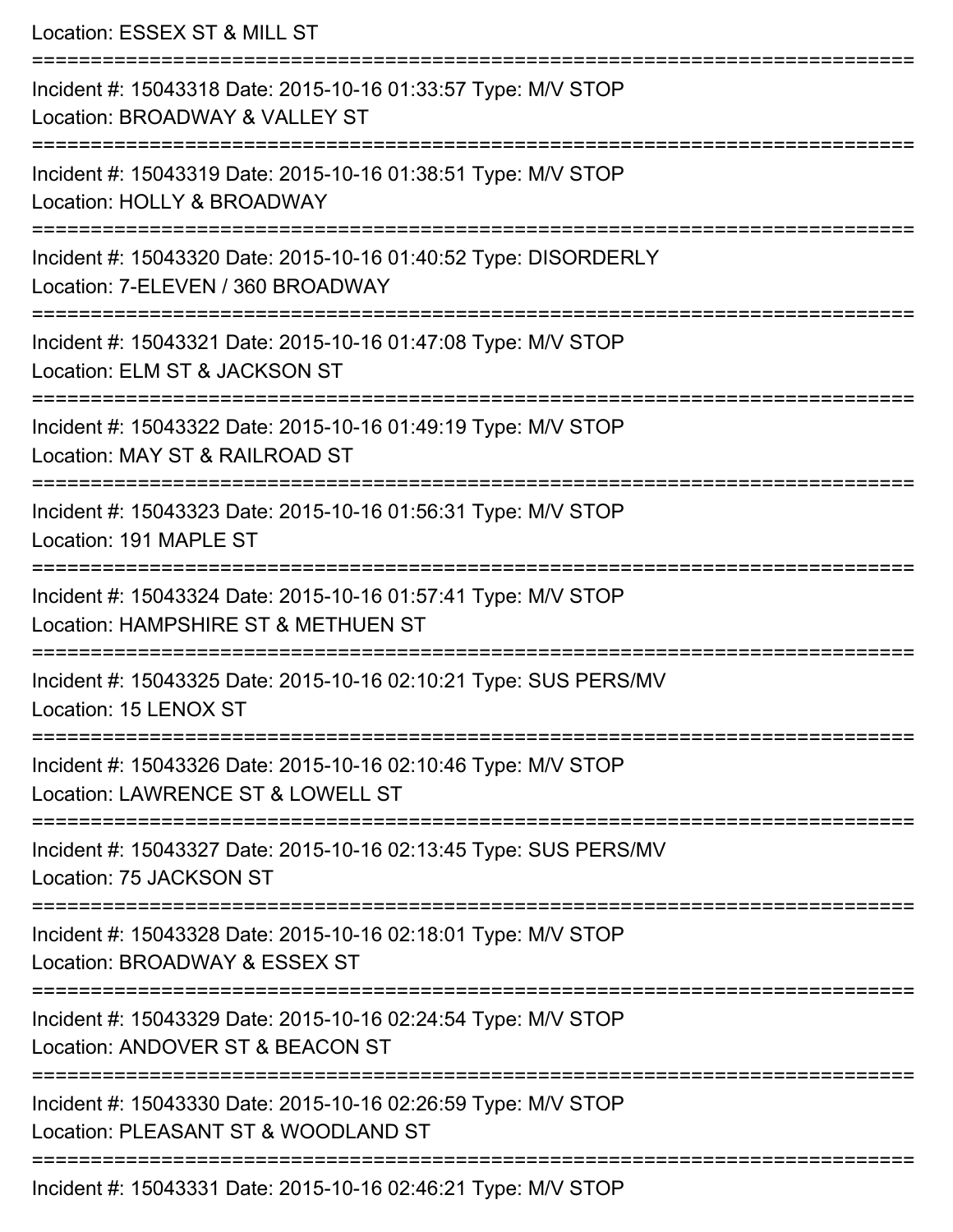Location: ESSEX ST & MILL ST

===========================================================================

Incident #: 15043318 Date: 2015-10-16 01:33:57 Type: M/V STOP
Location: BROADWAY & VALLEY ST

===========================================================================

Incident #: 15043319 Date: 2015-10-16 01:38:51 Type: M/V STOP
Location: HOLLY & BROADWAY

===========================================================================

Incident #: 15043320 Date: 2015-10-16 01:40:52 Type: DISORDERLY
Location: 7-ELEVEN / 360 BROADWAY

===========================================================================

Incident #: 15043321 Date: 2015-10-16 01:47:08 Type: M/V STOP
Location: ELM ST & JACKSON ST

===========================================================================

Incident #: 15043322 Date: 2015-10-16 01:49:19 Type: M/V STOP
Location: MAY ST & RAILROAD ST

===========================================================================

Incident #: 15043323 Date: 2015-10-16 01:56:31 Type: M/V STOP
Location: 191 MAPLE ST

===========================================================================

Incident #: 15043324 Date: 2015-10-16 01:57:41 Type: M/V STOP
Location: HAMPSHIRE ST & METHUEN ST

===========================================================================

Incident #: 15043325 Date: 2015-10-16 02:10:21 Type: SUS PERS/MV
Location: 15 LENOX ST

===========================================================================

Incident #: 15043326 Date: 2015-10-16 02:10:46 Type: M/V STOP
Location: LAWRENCE ST & LOWELL ST

===========================================================================

Incident #: 15043327 Date: 2015-10-16 02:13:45 Type: SUS PERS/MV
Location: 75 JACKSON ST

===========================================================================

Incident #: 15043328 Date: 2015-10-16 02:18:01 Type: M/V STOP
Location: BROADWAY & ESSEX ST

===========================================================================

Incident #: 15043329 Date: 2015-10-16 02:24:54 Type: M/V STOP
Location: ANDOVER ST & BEACON ST

===========================================================================

Incident #: 15043330 Date: 2015-10-16 02:26:59 Type: M/V STOP
Location: PLEASANT ST & WOODLAND ST

===========================================================================

Incident #: 15043331 Date: 2015-10-16 02:46:21 Type: M/V STOP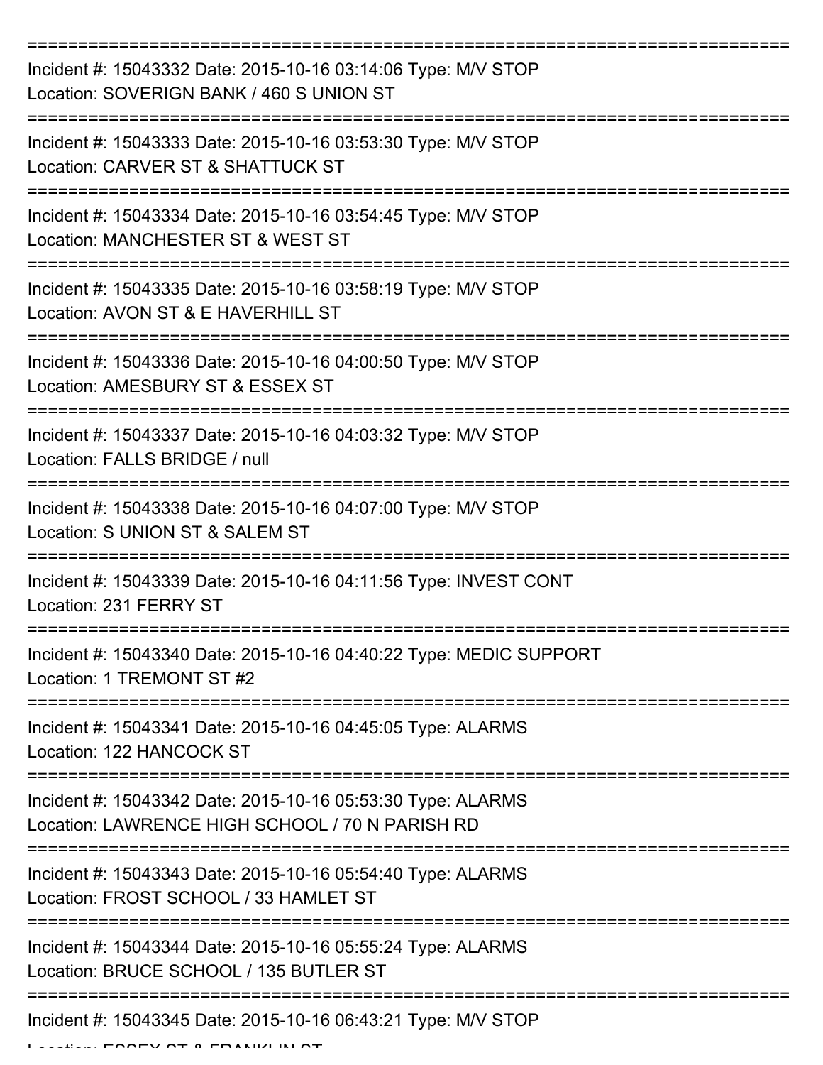===========================================================================

Incident #: 15043332 Date: 2015-10-16 03:14:06 Type: M/V STOP
Location: SOVERIGN BANK / 460 S UNION ST

===========================================================================

Incident #: 15043333 Date: 2015-10-16 03:53:30 Type: M/V STOP
Location: CARVER ST & SHATTUCK ST

===========================================================================

Incident #: 15043334 Date: 2015-10-16 03:54:45 Type: M/V STOP
Location: MANCHESTER ST & WEST ST

===========================================================================

Incident #: 15043335 Date: 2015-10-16 03:58:19 Type: M/V STOP
Location: AVON ST & E HAVERHILL ST

===========================================================================

Incident #: 15043336 Date: 2015-10-16 04:00:50 Type: M/V STOP
Location: AMESBURY ST & ESSEX ST

===========================================================================

Incident #: 15043337 Date: 2015-10-16 04:03:32 Type: M/V STOP
Location: FALLS BRIDGE / null

===========================================================================

Incident #: 15043338 Date: 2015-10-16 04:07:00 Type: M/V STOP
Location: S UNION ST & SALEM ST

===========================================================================

Incident #: 15043339 Date: 2015-10-16 04:11:56 Type: INVEST CONT
Location: 231 FERRY ST

===========================================================================

Incident #: 15043340 Date: 2015-10-16 04:40:22 Type: MEDIC SUPPORT
Location: 1 TREMONT ST #2

===========================================================================

Incident #: 15043341 Date: 2015-10-16 04:45:05 Type: ALARMS
Location: 122 HANCOCK ST

===========================================================================

Incident #: 15043342 Date: 2015-10-16 05:53:30 Type: ALARMS
Location: LAWRENCE HIGH SCHOOL / 70 N PARISH RD

===========================================================================

Incident #: 15043343 Date: 2015-10-16 05:54:40 Type: ALARMS
Location: FROST SCHOOL / 33 HAMLET ST

===========================================================================

Incident #: 15043344 Date: 2015-10-16 05:55:24 Type: ALARMS
Location: BRUCE SCHOOL / 135 BUTLER ST

===========================================================================

Incident #: 15043345 Date: 2015-10-16 06:43:21 Type: M/V STOP
Location: ESSEX ST & FRANKLIN ST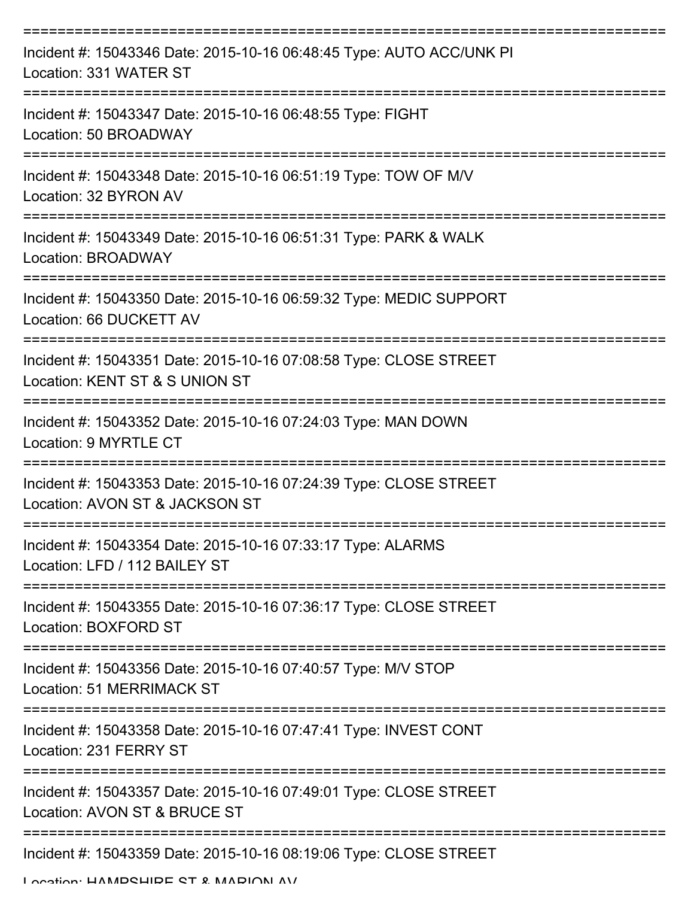===========================================================================

Incident #: 15043346 Date: 2015-10-16 06:48:45 Type: AUTO ACC/UNK PI

Location: 331 WATER ST

===========================================================================

Incident #: 15043347 Date: 2015-10-16 06:48:55 Type: FIGHT

Location: 50 BROADWAY

===========================================================================

Incident #: 15043348 Date: 2015-10-16 06:51:19 Type: TOW OF M/V

Location: 32 BYRON AV

===========================================================================

Incident #: 15043349 Date: 2015-10-16 06:51:31 Type: PARK & WALK

Location: BROADWAY

===========================================================================

Incident #: 15043350 Date: 2015-10-16 06:59:32 Type: MEDIC SUPPORT

Location: 66 DUCKETT AV

===========================================================================

Incident #: 15043351 Date: 2015-10-16 07:08:58 Type: CLOSE STREET

Location: KENT ST & S UNION ST

===========================================================================

Incident #: 15043352 Date: 2015-10-16 07:24:03 Type: MAN DOWN

Location: 9 MYRTLE CT

===========================================================================

Incident #: 15043353 Date: 2015-10-16 07:24:39 Type: CLOSE STREET

Location: AVON ST & JACKSON ST

===========================================================================

Incident #: 15043354 Date: 2015-10-16 07:33:17 Type: ALARMS

Location: LFD / 112 BAILEY ST

===========================================================================

Incident #: 15043355 Date: 2015-10-16 07:36:17 Type: CLOSE STREET

Location: BOXFORD ST

===========================================================================

Incident #: 15043356 Date: 2015-10-16 07:40:57 Type: M/V STOP

Location: 51 MERRIMACK ST

===========================================================================

Incident #: 15043358 Date: 2015-10-16 07:47:41 Type: INVEST CONT

Location: 231 FERRY ST

===========================================================================

Incident #: 15043357 Date: 2015-10-16 07:49:01 Type: CLOSE STREET

Location: AVON ST & BRUCE ST

===========================================================================

Incident #: 15043359 Date: 2015-10-16 08:19:06 Type: CLOSE STREET

Location: HAMPSHIRE ST & MARION AV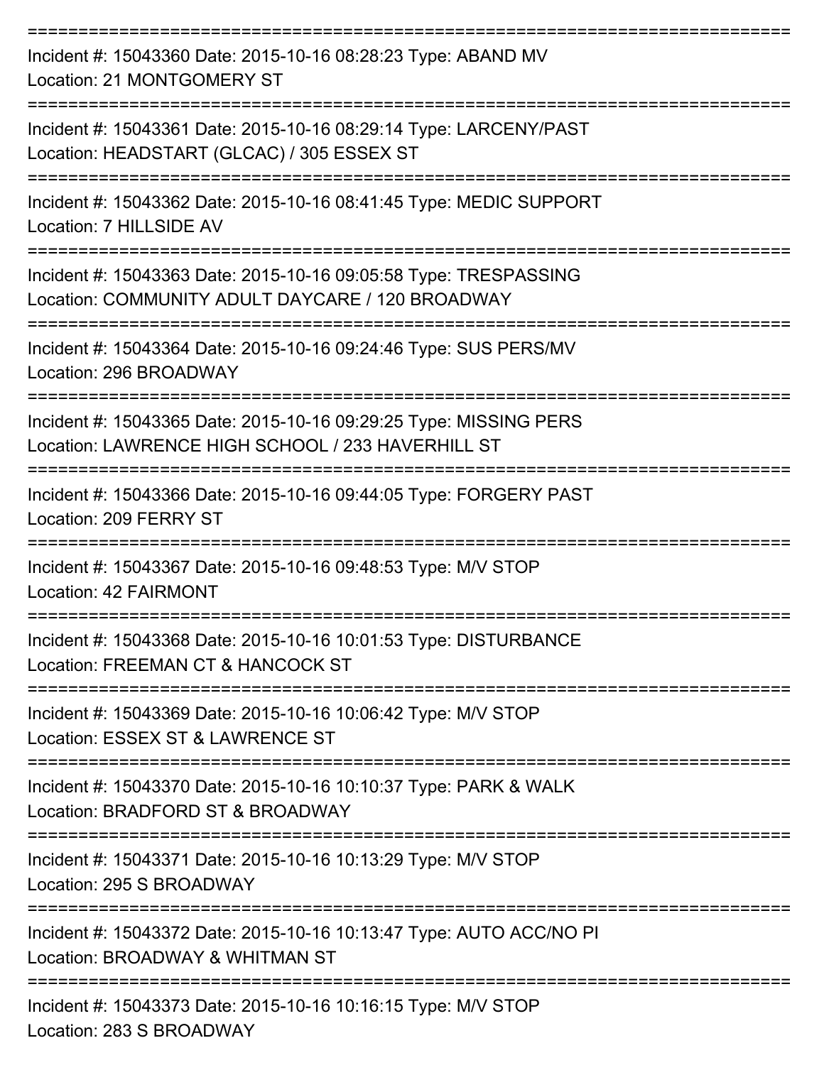---

Incident #: 15043360 Date: 2015-10-16 08:28:23 Type: ABAND MV
Location: 21 MONTGOMERY ST

---

Incident #: 15043361 Date: 2015-10-16 08:29:14 Type: LARCENY/PAST
Location: HEADSTART (GLCAC) / 305 ESSEX ST

---

Incident #: 15043362 Date: 2015-10-16 08:41:45 Type: MEDIC SUPPORT
Location: 7 HILLSIDE AV

---

Incident #: 15043363 Date: 2015-10-16 09:05:58 Type: TRESPASSING
Location: COMMUNITY ADULT DAYCARE / 120 BROADWAY

---

Incident #: 15043364 Date: 2015-10-16 09:24:46 Type: SUS PERS/MV
Location: 296 BROADWAY

---

Incident #: 15043365 Date: 2015-10-16 09:29:25 Type: MISSING PERS
Location: LAWRENCE HIGH SCHOOL / 233 HAVERHILL ST

---

Incident #: 15043366 Date: 2015-10-16 09:44:05 Type: FORGERY PAST
Location: 209 FERRY ST

---

Incident #: 15043367 Date: 2015-10-16 09:48:53 Type: M/V STOP
Location: 42 FAIRMONT

---

Incident #: 15043368 Date: 2015-10-16 10:01:53 Type: DISTURBANCE
Location: FREEMAN CT & HANCOCK ST

---

Incident #: 15043369 Date: 2015-10-16 10:06:42 Type: M/V STOP
Location: ESSEX ST & LAWRENCE ST

---

Incident #: 15043370 Date: 2015-10-16 10:10:37 Type: PARK & WALK
Location: BRADFORD ST & BROADWAY

---

Incident #: 15043371 Date: 2015-10-16 10:13:29 Type: M/V STOP
Location: 295 S BROADWAY

---

Incident #: 15043372 Date: 2015-10-16 10:13:47 Type: AUTO ACC/NO PI
Location: BROADWAY & WHITMAN ST

---

Incident #: 15043373 Date: 2015-10-16 10:16:15 Type: M/V STOP
Location: 283 S BROADWAY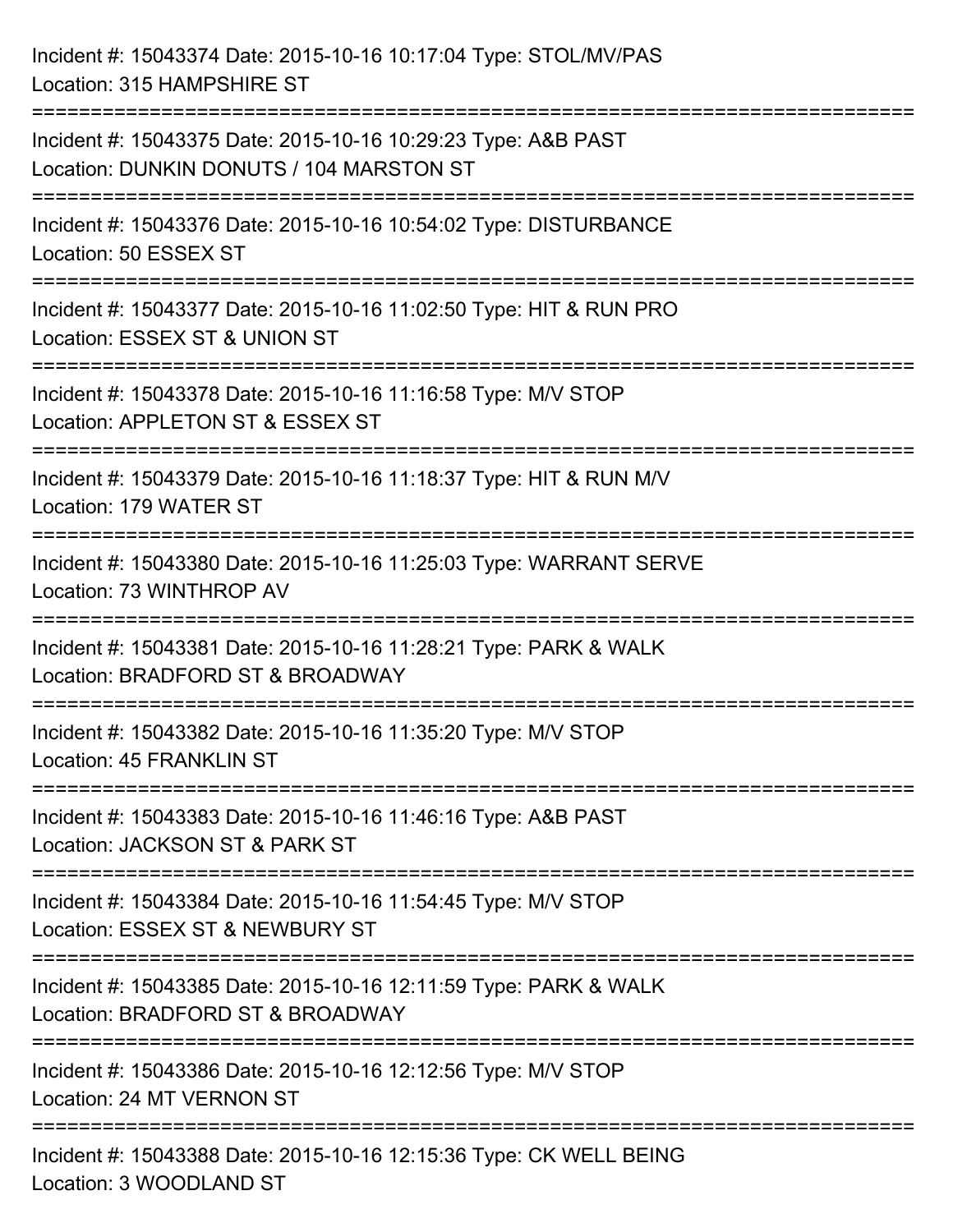Incident #: 15043374 Date: 2015-10-16 10:17:04 Type: STOL/MV/PAS
Location: 315 HAMPSHIRE ST

===========================================================================

Incident #: 15043375 Date: 2015-10-16 10:29:23 Type: A&B PAST
Location: DUNKIN DONUTS / 104 MARSTON ST

===========================================================================

Incident #: 15043376 Date: 2015-10-16 10:54:02 Type: DISTURBANCE
Location: 50 ESSEX ST

===========================================================================

Incident #: 15043377 Date: 2015-10-16 11:02:50 Type: HIT & RUN PRO
Location: ESSEX ST & UNION ST

===========================================================================

Incident #: 15043378 Date: 2015-10-16 11:16:58 Type: M/V STOP
Location: APPLETON ST & ESSEX ST

===========================================================================

Incident #: 15043379 Date: 2015-10-16 11:18:37 Type: HIT & RUN M/V
Location: 179 WATER ST

===========================================================================

Incident #: 15043380 Date: 2015-10-16 11:25:03 Type: WARRANT SERVE
Location: 73 WINTHROP AV

===========================================================================

Incident #: 15043381 Date: 2015-10-16 11:28:21 Type: PARK & WALK
Location: BRADFORD ST & BROADWAY

===========================================================================

Incident #: 15043382 Date: 2015-10-16 11:35:20 Type: M/V STOP
Location: 45 FRANKLIN ST

===========================================================================

Incident #: 15043383 Date: 2015-10-16 11:46:16 Type: A&B PAST
Location: JACKSON ST & PARK ST

===========================================================================

Incident #: 15043384 Date: 2015-10-16 11:54:45 Type: M/V STOP
Location: ESSEX ST & NEWBURY ST

===========================================================================

Incident #: 15043385 Date: 2015-10-16 12:11:59 Type: PARK & WALK
Location: BRADFORD ST & BROADWAY

===========================================================================

Incident #: 15043386 Date: 2015-10-16 12:12:56 Type: M/V STOP
Location: 24 MT VERNON ST

===========================================================================

Incident #: 15043388 Date: 2015-10-16 12:15:36 Type: CK WELL BEING
Location: 3 WOODLAND ST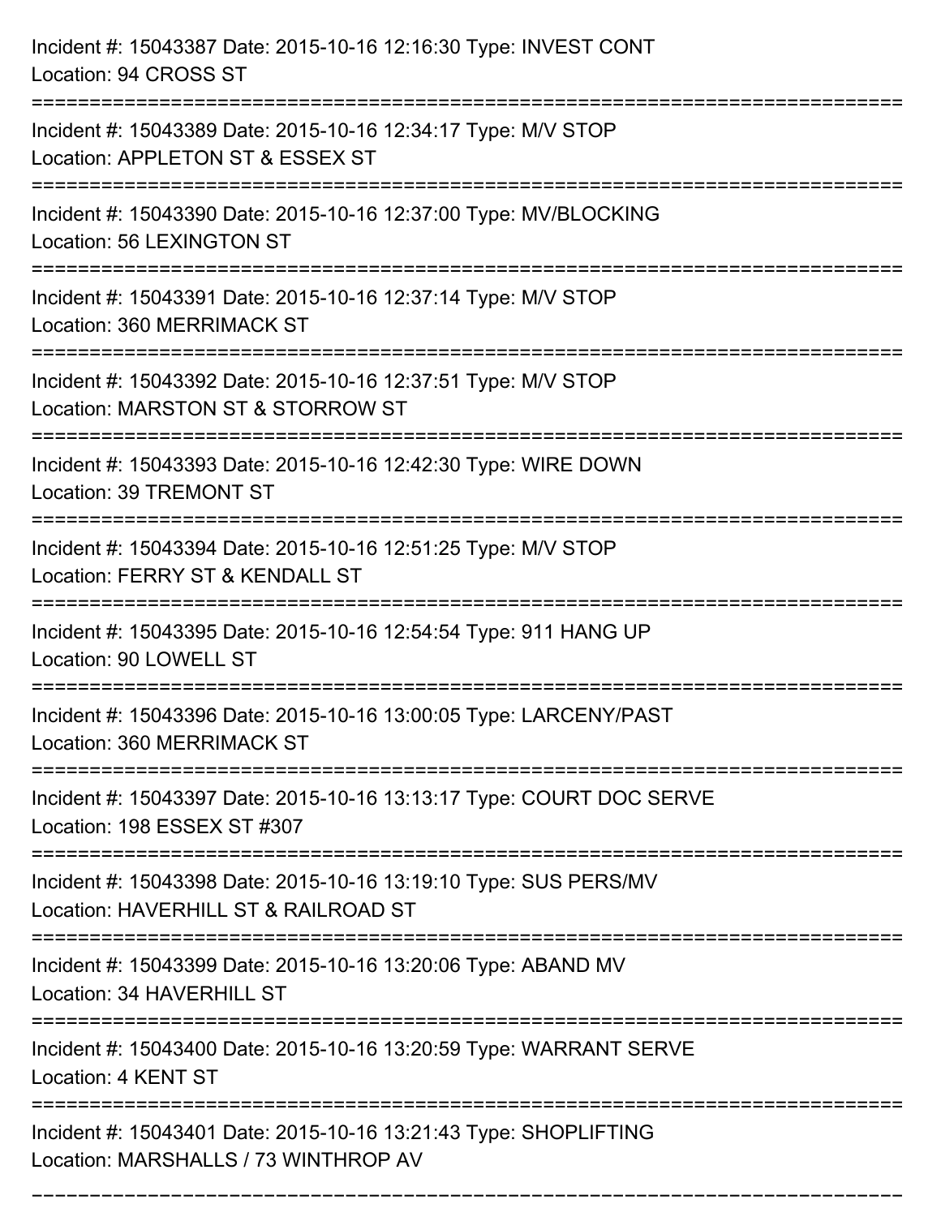Incident #: 15043387 Date: 2015-10-16 12:16:30 Type: INVEST CONT
Location: 94 CROSS ST

===========================================================================

Incident #: 15043389 Date: 2015-10-16 12:34:17 Type: M/V STOP
Location: APPLETON ST & ESSEX ST

===========================================================================

Incident #: 15043390 Date: 2015-10-16 12:37:00 Type: MV/BLOCKING
Location: 56 LEXINGTON ST

===========================================================================

Incident #: 15043391 Date: 2015-10-16 12:37:14 Type: M/V STOP
Location: 360 MERRIMACK ST

===========================================================================

Incident #: 15043392 Date: 2015-10-16 12:37:51 Type: M/V STOP
Location: MARSTON ST & STORROW ST

===========================================================================

Incident #: 15043393 Date: 2015-10-16 12:42:30 Type: WIRE DOWN
Location: 39 TREMONT ST

===========================================================================

Incident #: 15043394 Date: 2015-10-16 12:51:25 Type: M/V STOP
Location: FERRY ST & KENDALL ST

===========================================================================

Incident #: 15043395 Date: 2015-10-16 12:54:54 Type: 911 HANG UP
Location: 90 LOWELL ST

===========================================================================

Incident #: 15043396 Date: 2015-10-16 13:00:05 Type: LARCENY/PAST
Location: 360 MERRIMACK ST

===========================================================================

Incident #: 15043397 Date: 2015-10-16 13:13:17 Type: COURT DOC SERVE
Location: 198 ESSEX ST #307

===========================================================================

Incident #: 15043398 Date: 2015-10-16 13:19:10 Type: SUS PERS/MV
Location: HAVERHILL ST & RAILROAD ST

===========================================================================

Incident #: 15043399 Date: 2015-10-16 13:20:06 Type: ABAND MV
Location: 34 HAVERHILL ST

===========================================================================

Incident #: 15043400 Date: 2015-10-16 13:20:59 Type: WARRANT SERVE
Location: 4 KENT ST

===========================================================================

Incident #: 15043401 Date: 2015-10-16 13:21:43 Type: SHOPLIFTING
Location: MARSHALLS / 73 WINTHROP AV

===========================================================================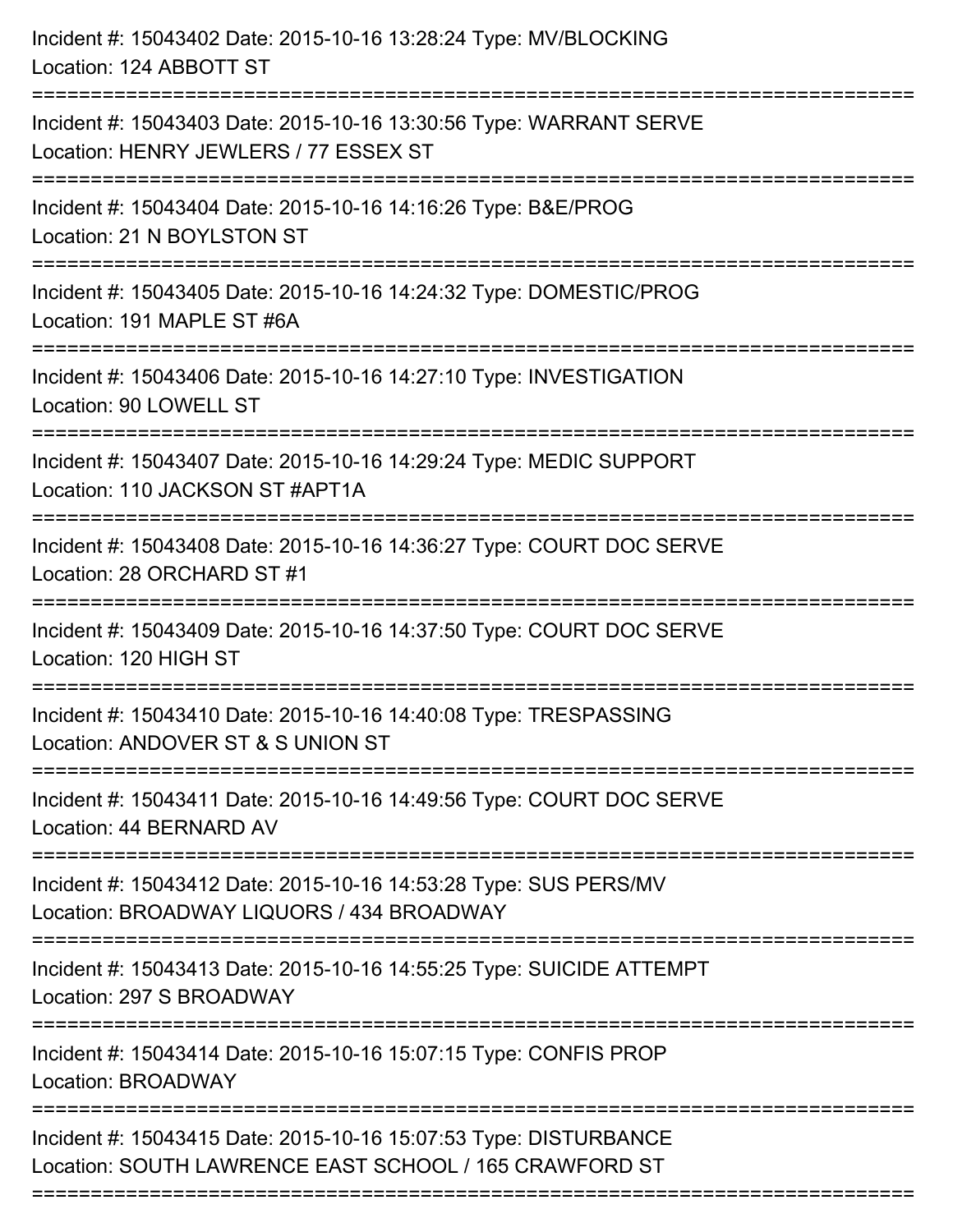Incident #: 15043402 Date: 2015-10-16 13:28:24 Type: MV/BLOCKING
Location: 124 ABBOTT ST

===========================================================================

Incident #: 15043403 Date: 2015-10-16 13:30:56 Type: WARRANT SERVE
Location: HENRY JEWLERS / 77 ESSEX ST

===========================================================================

Incident #: 15043404 Date: 2015-10-16 14:16:26 Type: B&E/PROG
Location: 21 N BOYLSTON ST

===========================================================================

Incident #: 15043405 Date: 2015-10-16 14:24:32 Type: DOMESTIC/PROG
Location: 191 MAPLE ST #6A

===========================================================================

Incident #: 15043406 Date: 2015-10-16 14:27:10 Type: INVESTIGATION
Location: 90 LOWELL ST

===========================================================================

Incident #: 15043407 Date: 2015-10-16 14:29:24 Type: MEDIC SUPPORT
Location: 110 JACKSON ST #APT1A

===========================================================================

Incident #: 15043408 Date: 2015-10-16 14:36:27 Type: COURT DOC SERVE
Location: 28 ORCHARD ST #1

===========================================================================

Incident #: 15043409 Date: 2015-10-16 14:37:50 Type: COURT DOC SERVE
Location: 120 HIGH ST

===========================================================================

Incident #: 15043410 Date: 2015-10-16 14:40:08 Type: TRESPASSING
Location: ANDOVER ST & S UNION ST

===========================================================================

Incident #: 15043411 Date: 2015-10-16 14:49:56 Type: COURT DOC SERVE
Location: 44 BERNARD AV

===========================================================================

Incident #: 15043412 Date: 2015-10-16 14:53:28 Type: SUS PERS/MV
Location: BROADWAY LIQUORS / 434 BROADWAY

===========================================================================

Incident #: 15043413 Date: 2015-10-16 14:55:25 Type: SUICIDE ATTEMPT
Location: 297 S BROADWAY

===========================================================================

Incident #: 15043414 Date: 2015-10-16 15:07:15 Type: CONFIS PROP
Location: BROADWAY

===========================================================================

Incident #: 15043415 Date: 2015-10-16 15:07:53 Type: DISTURBANCE
Location: SOUTH LAWRENCE EAST SCHOOL / 165 CRAWFORD ST

===========================================================================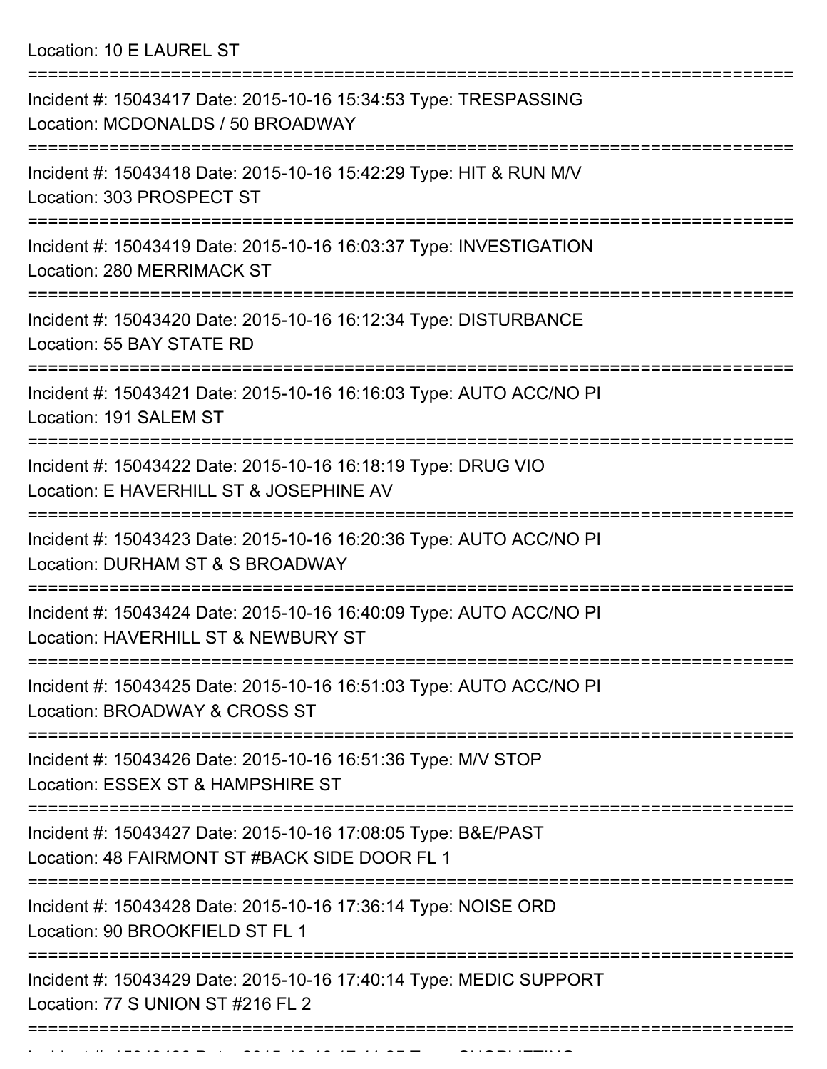Location: 10 E LAUREL ST

===========================================================================

Incident #: 15043417 Date: 2015-10-16 15:34:53 Type: TRESPASSING
Location: MCDONALDS / 50 BROADWAY

===========================================================================

Incident #: 15043418 Date: 2015-10-16 15:42:29 Type: HIT & RUN M/V
Location: 303 PROSPECT ST

===========================================================================

Incident #: 15043419 Date: 2015-10-16 16:03:37 Type: INVESTIGATION
Location: 280 MERRIMACK ST

===========================================================================

Incident #: 15043420 Date: 2015-10-16 16:12:34 Type: DISTURBANCE
Location: 55 BAY STATE RD

===========================================================================

Incident #: 15043421 Date: 2015-10-16 16:16:03 Type: AUTO ACC/NO PI
Location: 191 SALEM ST

===========================================================================

Incident #: 15043422 Date: 2015-10-16 16:18:19 Type: DRUG VIO
Location: E HAVERHILL ST & JOSEPHINE AV

===========================================================================

Incident #: 15043423 Date: 2015-10-16 16:20:36 Type: AUTO ACC/NO PI
Location: DURHAM ST & S BROADWAY

===========================================================================

Incident #: 15043424 Date: 2015-10-16 16:40:09 Type: AUTO ACC/NO PI
Location: HAVERHILL ST & NEWBURY ST

===========================================================================

Incident #: 15043425 Date: 2015-10-16 16:51:03 Type: AUTO ACC/NO PI
Location: BROADWAY & CROSS ST

===========================================================================

Incident #: 15043426 Date: 2015-10-16 16:51:36 Type: M/V STOP
Location: ESSEX ST & HAMPSHIRE ST

===========================================================================

Incident #: 15043427 Date: 2015-10-16 17:08:05 Type: B&E/PAST
Location: 48 FAIRMONT ST #BACK SIDE DOOR FL 1

===========================================================================

Incident #: 15043428 Date: 2015-10-16 17:36:14 Type: NOISE ORD
Location: 90 BROOKFIELD ST FL 1

===========================================================================

Incident #: 15043429 Date: 2015-10-16 17:40:14 Type: MEDIC SUPPORT
Location: 77 S UNION ST #216 FL 2

===========================================================================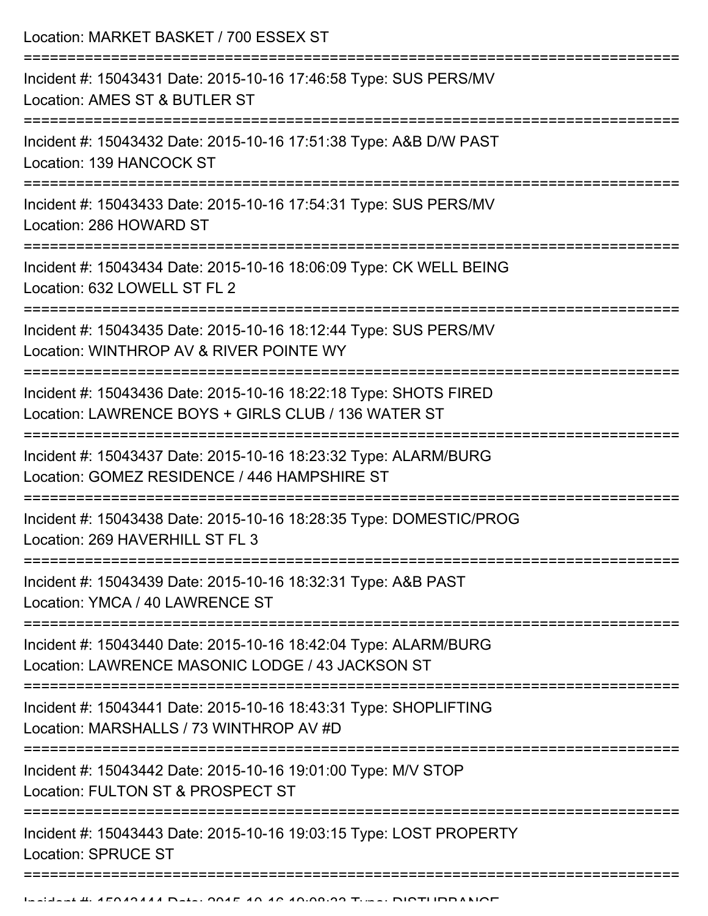Location: MARKET BASKET / 700 ESSEX ST

===========================================================================

Incident #: 15043431 Date: 2015-10-16 17:46:58 Type: SUS PERS/MV
Location: AMES ST & BUTLER ST

===========================================================================

Incident #: 15043432 Date: 2015-10-16 17:51:38 Type: A&B D/W PAST
Location: 139 HANCOCK ST

===========================================================================

Incident #: 15043433 Date: 2015-10-16 17:54:31 Type: SUS PERS/MV
Location: 286 HOWARD ST

===========================================================================

Incident #: 15043434 Date: 2015-10-16 18:06:09 Type: CK WELL BEING
Location: 632 LOWELL ST FL 2

===========================================================================

Incident #: 15043435 Date: 2015-10-16 18:12:44 Type: SUS PERS/MV
Location: WINTHROP AV & RIVER POINTE WY

===========================================================================

Incident #: 15043436 Date: 2015-10-16 18:22:18 Type: SHOTS FIRED
Location: LAWRENCE BOYS + GIRLS CLUB / 136 WATER ST

===========================================================================

Incident #: 15043437 Date: 2015-10-16 18:23:32 Type: ALARM/BURG
Location: GOMEZ RESIDENCE / 446 HAMPSHIRE ST

===========================================================================

Incident #: 15043438 Date: 2015-10-16 18:28:35 Type: DOMESTIC/PROG
Location: 269 HAVERHILL ST FL 3

===========================================================================

Incident #: 15043439 Date: 2015-10-16 18:32:31 Type: A&B PAST
Location: YMCA / 40 LAWRENCE ST

===========================================================================

Incident #: 15043440 Date: 2015-10-16 18:42:04 Type: ALARM/BURG
Location: LAWRENCE MASONIC LODGE / 43 JACKSON ST

===========================================================================

Incident #: 15043441 Date: 2015-10-16 18:43:31 Type: SHOPLIFTING
Location: MARSHALLS / 73 WINTHROP AV #D

===========================================================================

Incident #: 15043442 Date: 2015-10-16 19:01:00 Type: M/V STOP
Location: FULTON ST & PROSPECT ST

===========================================================================

Incident #: 15043443 Date: 2015-10-16 19:03:15 Type: LOST PROPERTY
Location: SPRUCE ST

===========================================================================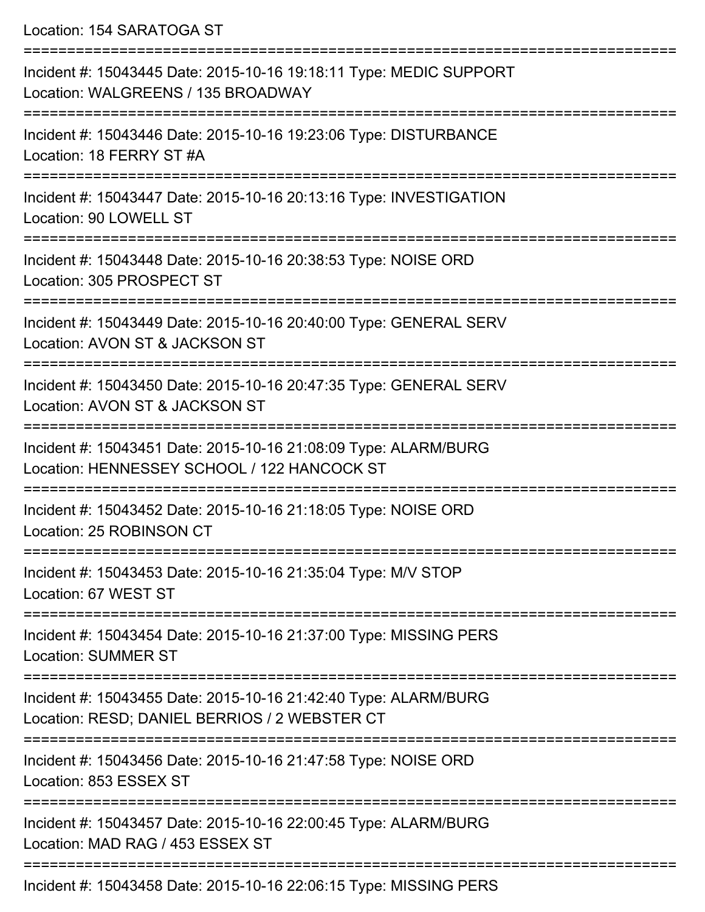Location: 154 SARATOGA ST

===========================================================================

Incident #: 15043445 Date: 2015-10-16 19:18:11 Type: MEDIC SUPPORT
Location: WALGREENS / 135 BROADWAY

===========================================================================

Incident #: 15043446 Date: 2015-10-16 19:23:06 Type: DISTURBANCE
Location: 18 FERRY ST #A

===========================================================================

Incident #: 15043447 Date: 2015-10-16 20:13:16 Type: INVESTIGATION
Location: 90 LOWELL ST

===========================================================================

Incident #: 15043448 Date: 2015-10-16 20:38:53 Type: NOISE ORD
Location: 305 PROSPECT ST

===========================================================================

Incident #: 15043449 Date: 2015-10-16 20:40:00 Type: GENERAL SERV
Location: AVON ST & JACKSON ST

===========================================================================

Incident #: 15043450 Date: 2015-10-16 20:47:35 Type: GENERAL SERV
Location: AVON ST & JACKSON ST

===========================================================================

Incident #: 15043451 Date: 2015-10-16 21:08:09 Type: ALARM/BURG
Location: HENNESSEY SCHOOL / 122 HANCOCK ST

===========================================================================

Incident #: 15043452 Date: 2015-10-16 21:18:05 Type: NOISE ORD
Location: 25 ROBINSON CT

===========================================================================

Incident #: 15043453 Date: 2015-10-16 21:35:04 Type: M/V STOP
Location: 67 WEST ST

===========================================================================

Incident #: 15043454 Date: 2015-10-16 21:37:00 Type: MISSING PERS
Location: SUMMER ST

===========================================================================

Incident #: 15043455 Date: 2015-10-16 21:42:40 Type: ALARM/BURG
Location: RESD; DANIEL BERRIOS / 2 WEBSTER CT

===========================================================================

Incident #: 15043456 Date: 2015-10-16 21:47:58 Type: NOISE ORD
Location: 853 ESSEX ST

===========================================================================

Incident #: 15043457 Date: 2015-10-16 22:00:45 Type: ALARM/BURG
Location: MAD RAG / 453 ESSEX ST

===========================================================================

Incident #: 15043458 Date: 2015-10-16 22:06:15 Type: MISSING PERS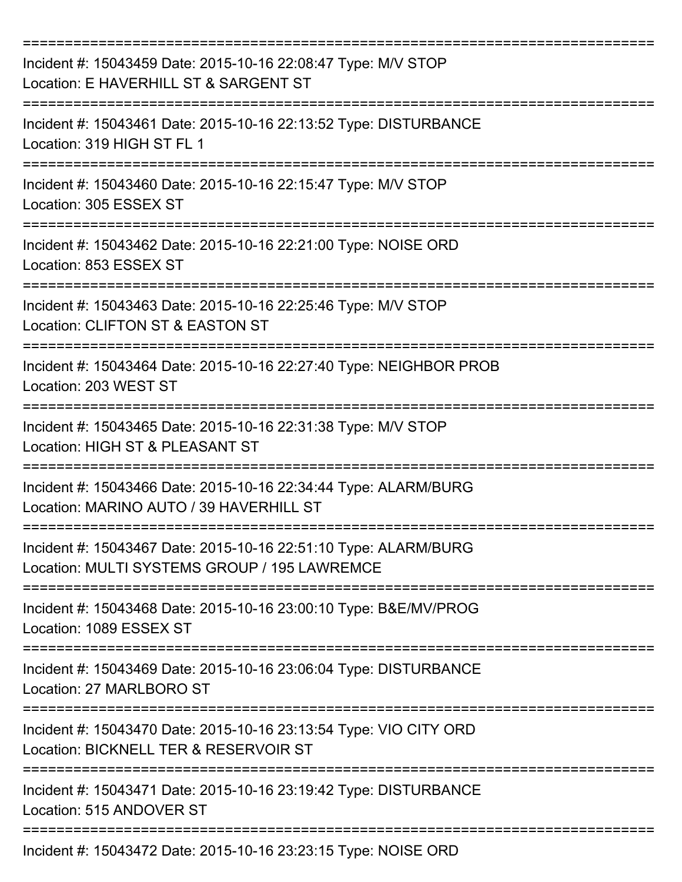===========================================================================

Incident #: 15043459 Date: 2015-10-16 22:08:47 Type: M/V STOP
Location: E HAVERHILL ST & SARGENT ST

===========================================================================

Incident #: 15043461 Date: 2015-10-16 22:13:52 Type: DISTURBANCE
Location: 319 HIGH ST FL 1

===========================================================================

Incident #: 15043460 Date: 2015-10-16 22:15:47 Type: M/V STOP
Location: 305 ESSEX ST

===========================================================================

Incident #: 15043462 Date: 2015-10-16 22:21:00 Type: NOISE ORD
Location: 853 ESSEX ST

===========================================================================

Incident #: 15043463 Date: 2015-10-16 22:25:46 Type: M/V STOP
Location: CLIFTON ST & EASTON ST

===========================================================================

Incident #: 15043464 Date: 2015-10-16 22:27:40 Type: NEIGHBOR PROB
Location: 203 WEST ST

===========================================================================

Incident #: 15043465 Date: 2015-10-16 22:31:38 Type: M/V STOP
Location: HIGH ST & PLEASANT ST

===========================================================================

Incident #: 15043466 Date: 2015-10-16 22:34:44 Type: ALARM/BURG
Location: MARINO AUTO / 39 HAVERHILL ST

===========================================================================

Incident #: 15043467 Date: 2015-10-16 22:51:10 Type: ALARM/BURG
Location: MULTI SYSTEMS GROUP / 195 LAWREMCE

===========================================================================

Incident #: 15043468 Date: 2015-10-16 23:00:10 Type: B&E/MV/PROG
Location: 1089 ESSEX ST

===========================================================================

Incident #: 15043469 Date: 2015-10-16 23:06:04 Type: DISTURBANCE
Location: 27 MARLBORO ST

===========================================================================

Incident #: 15043470 Date: 2015-10-16 23:13:54 Type: VIO CITY ORD
Location: BICKNELL TER & RESERVOIR ST

===========================================================================

Incident #: 15043471 Date: 2015-10-16 23:19:42 Type: DISTURBANCE
Location: 515 ANDOVER ST

===========================================================================

Incident #: 15043472 Date: 2015-10-16 23:23:15 Type: NOISE ORD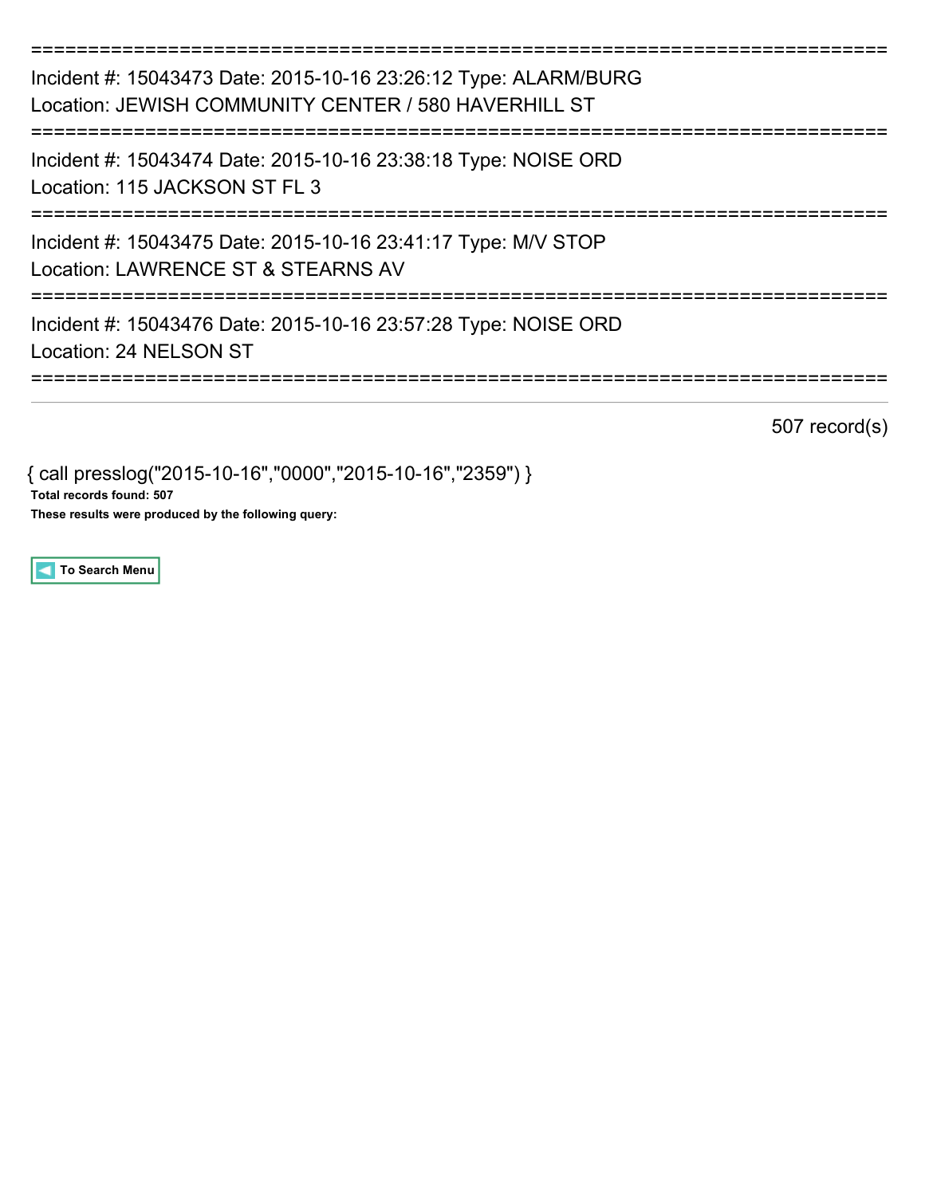===========================================================================

Incident #: 15043473 Date: 2015-10-16 23:26:12 Type: ALARM/BURG
Location: JEWISH COMMUNITY CENTER / 580 HAVERHILL ST

===========================================================================

Incident #: 15043474 Date: 2015-10-16 23:38:18 Type: NOISE ORD
Location: 115 JACKSON ST FL 3

===========================================================================

Incident #: 15043475 Date: 2015-10-16 23:41:17 Type: M/V STOP
Location: LAWRENCE ST & STEARNS AV

===========================================================================

Incident #: 15043476 Date: 2015-10-16 23:57:28 Type: NOISE ORD
Location: 24 NELSON ST

===========================================================================

507 record(s)

{ call presslog("2015-10-16","0000","2015-10-16","2359") }

**Total records found: 507**

**These results were produced by the following query:**

**To Search Menu**